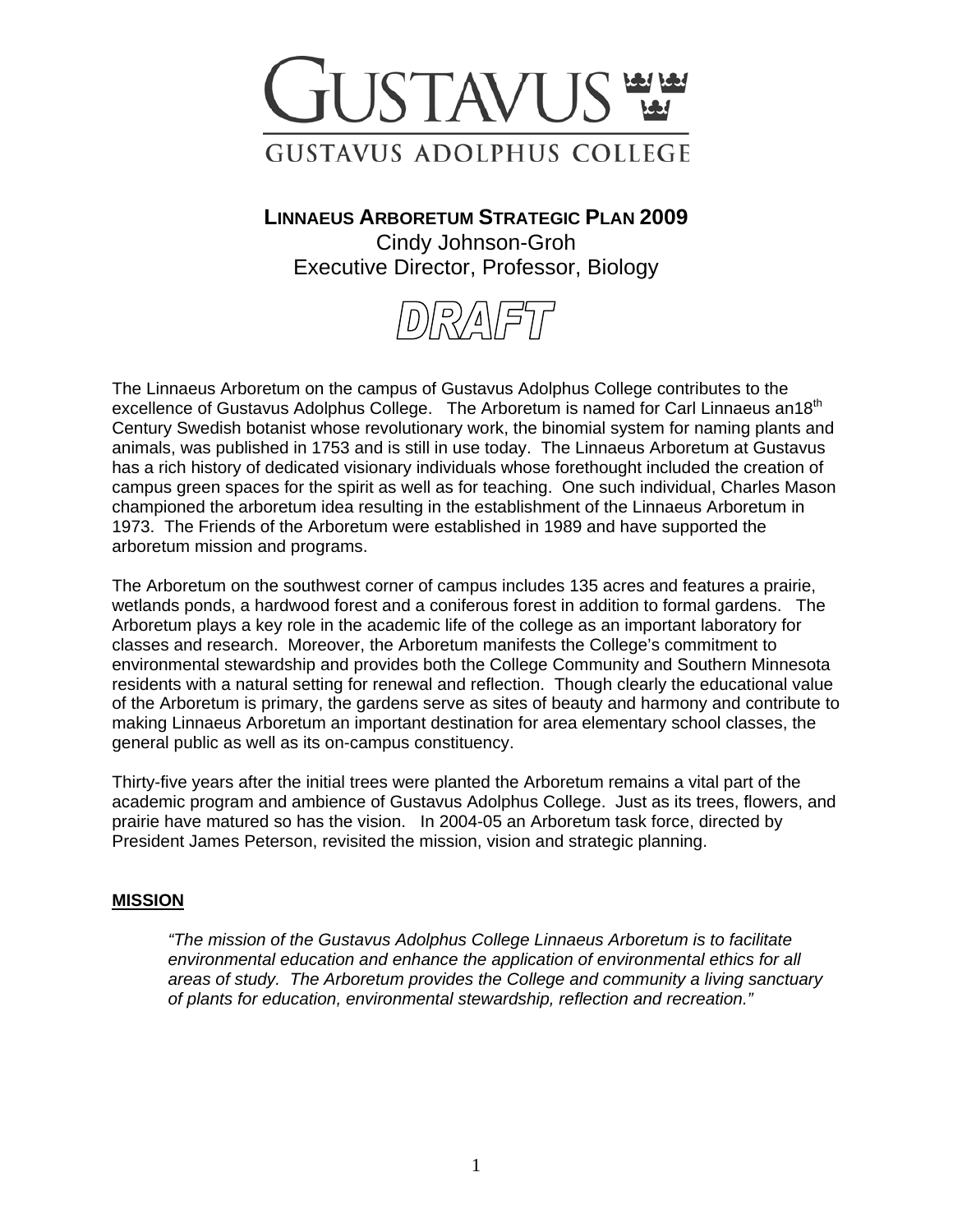# GUSTAVUS

## GUSTAVUS ADOLPHUS COLLEGE

**LINNAEUS ARBORETUM STRATEGIC PLAN 2009**

Cindy Johnson-Groh
Executive Director, Professor, Biology

DRAFT

The Linnaeus Arboretum on the campus of Gustavus Adolphus College contributes to the excellence of Gustavus Adolphus College. The Arboretum is named for Carl Linnaeus an18th Century Swedish botanist whose revolutionary work, the binomial system for naming plants and animals, was published in 1753 and is still in use today. The Linnaeus Arboretum at Gustavus has a rich history of dedicated visionary individuals whose forethought included the creation of campus green spaces for the spirit as well as for teaching. One such individual, Charles Mason championed the arboretum idea resulting in the establishment of the Linnaeus Arboretum in 1973. The Friends of the Arboretum were established in 1989 and have supported the arboretum mission and programs.

The Arboretum on the southwest corner of campus includes 135 acres and features a prairie, wetlands ponds, a hardwood forest and a coniferous forest in addition to formal gardens. The Arboretum plays a key role in the academic life of the college as an important laboratory for classes and research. Moreover, the Arboretum manifests the College's commitment to environmental stewardship and provides both the College Community and Southern Minnesota residents with a natural setting for renewal and reflection. Though clearly the educational value of the Arboretum is primary, the gardens serve as sites of beauty and harmony and contribute to making Linnaeus Arboretum an important destination for area elementary school classes, the general public as well as its on-campus constituency.

Thirty-five years after the initial trees were planted the Arboretum remains a vital part of the academic program and ambience of Gustavus Adolphus College. Just as its trees, flowers, and prairie have matured so has the vision. In 2004-05 an Arboretum task force, directed by President James Peterson, revisited the mission, vision and strategic planning.

**MISSION**

> *"The mission of the Gustavus Adolphus College Linnaeus Arboretum is to facilitate environmental education and enhance the application of environmental ethics for all areas of study. The Arboretum provides the College and community a living sanctuary of plants for education, environmental stewardship, reflection and recreation."*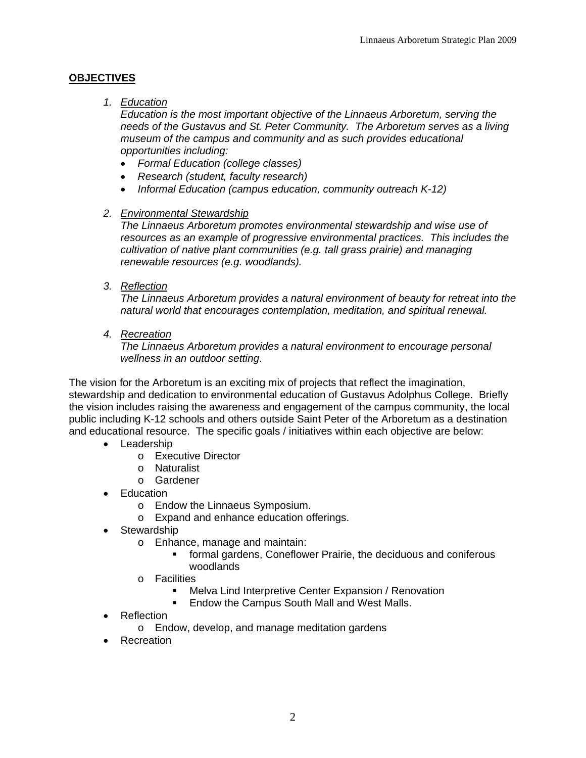## OBJECTIVES

1. *Education*
   *Education is the most important objective of the Linnaeus Arboretum, serving the needs of the Gustavus and St. Peter Community. The Arboretum serves as a living museum of the campus and community and as such provides educational opportunities including:*
   - *Formal Education (college classes)*
   - *Research (student, faculty research)*
   - *Informal Education (campus education, community outreach K-12)*

2. *Environmental Stewardship*
   *The Linnaeus Arboretum promotes environmental stewardship and wise use of resources as an example of progressive environmental practices. This includes the cultivation of native plant communities (e.g. tall grass prairie) and managing renewable resources (e.g. woodlands).*

3. *Reflection*
   *The Linnaeus Arboretum provides a natural environment of beauty for retreat into the natural world that encourages contemplation, meditation, and spiritual renewal.*

4. *Recreation*
   *The Linnaeus Arboretum provides a natural environment to encourage personal wellness in an outdoor setting*.

The vision for the Arboretum is an exciting mix of projects that reflect the imagination, stewardship and dedication to environmental education of Gustavus Adolphus College. Briefly the vision includes raising the awareness and engagement of the campus community, the local public including K-12 schools and others outside Saint Peter of the Arboretum as a destination and educational resource. The specific goals / initiatives within each objective are below:

- Leadership
  - Executive Director
  - Naturalist
  - Gardener
- Education
  - Endow the Linnaeus Symposium.
  - Expand and enhance education offerings.
- Stewardship
  - Enhance, manage and maintain:
    - formal gardens, Coneflower Prairie, the deciduous and coniferous woodlands
  - Facilities
    - Melva Lind Interpretive Center Expansion / Renovation
    - Endow the Campus South Mall and West Malls.
- Reflection
  - Endow, develop, and manage meditation gardens
- Recreation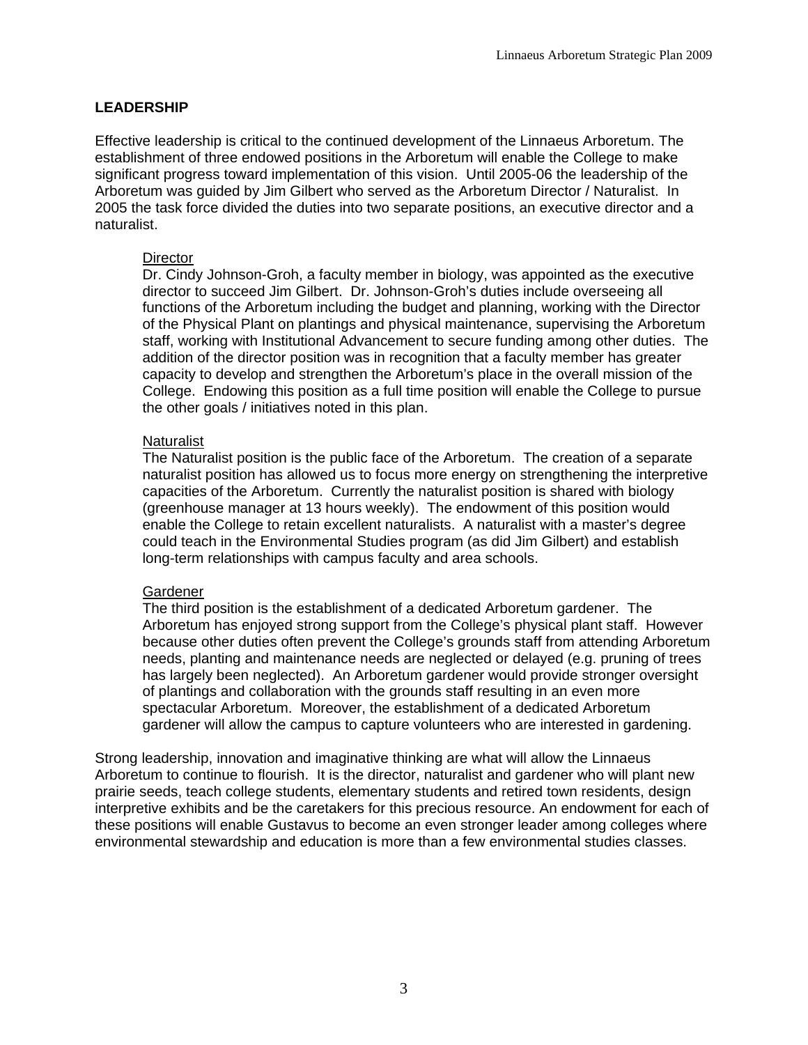## LEADERSHIP

Effective leadership is critical to the continued development of the Linnaeus Arboretum. The establishment of three endowed positions in the Arboretum will enable the College to make significant progress toward implementation of this vision. Until 2005-06 the leadership of the Arboretum was guided by Jim Gilbert who served as the Arboretum Director / Naturalist. In 2005 the task force divided the duties into two separate positions, an executive director and a naturalist.

### Director

Dr. Cindy Johnson-Groh, a faculty member in biology, was appointed as the executive director to succeed Jim Gilbert. Dr. Johnson-Groh's duties include overseeing all functions of the Arboretum including the budget and planning, working with the Director of the Physical Plant on plantings and physical maintenance, supervising the Arboretum staff, working with Institutional Advancement to secure funding among other duties. The addition of the director position was in recognition that a faculty member has greater capacity to develop and strengthen the Arboretum's place in the overall mission of the College. Endowing this position as a full time position will enable the College to pursue the other goals / initiatives noted in this plan.

### Naturalist

The Naturalist position is the public face of the Arboretum. The creation of a separate naturalist position has allowed us to focus more energy on strengthening the interpretive capacities of the Arboretum. Currently the naturalist position is shared with biology (greenhouse manager at 13 hours weekly). The endowment of this position would enable the College to retain excellent naturalists. A naturalist with a master's degree could teach in the Environmental Studies program (as did Jim Gilbert) and establish long-term relationships with campus faculty and area schools.

### Gardener

The third position is the establishment of a dedicated Arboretum gardener. The Arboretum has enjoyed strong support from the College's physical plant staff. However because other duties often prevent the College's grounds staff from attending Arboretum needs, planting and maintenance needs are neglected or delayed (e.g. pruning of trees has largely been neglected). An Arboretum gardener would provide stronger oversight of plantings and collaboration with the grounds staff resulting in an even more spectacular Arboretum. Moreover, the establishment of a dedicated Arboretum gardener will allow the campus to capture volunteers who are interested in gardening.

Strong leadership, innovation and imaginative thinking are what will allow the Linnaeus Arboretum to continue to flourish. It is the director, naturalist and gardener who will plant new prairie seeds, teach college students, elementary students and retired town residents, design interpretive exhibits and be the caretakers for this precious resource. An endowment for each of these positions will enable Gustavus to become an even stronger leader among colleges where environmental stewardship and education is more than a few environmental studies classes.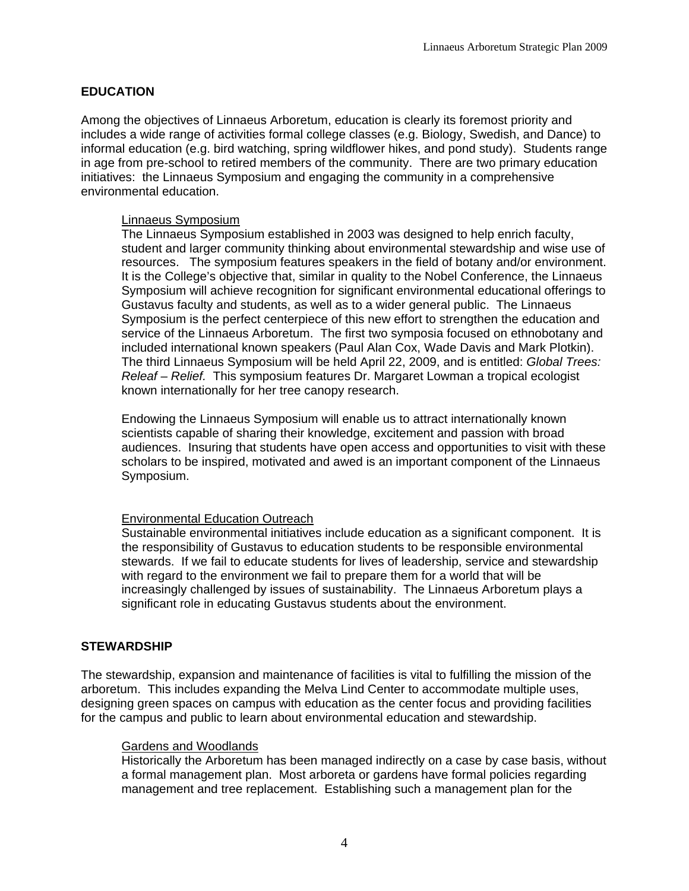## EDUCATION

Among the objectives of Linnaeus Arboretum, education is clearly its foremost priority and includes a wide range of activities formal college classes (e.g. Biology, Swedish, and Dance) to informal education (e.g. bird watching, spring wildflower hikes, and pond study). Students range in age from pre-school to retired members of the community. There are two primary education initiatives: the Linnaeus Symposium and engaging the community in a comprehensive environmental education.

### Linnaeus Symposium

The Linnaeus Symposium established in 2003 was designed to help enrich faculty, student and larger community thinking about environmental stewardship and wise use of resources. The symposium features speakers in the field of botany and/or environment. It is the College's objective that, similar in quality to the Nobel Conference, the Linnaeus Symposium will achieve recognition for significant environmental educational offerings to Gustavus faculty and students, as well as to a wider general public. The Linnaeus Symposium is the perfect centerpiece of this new effort to strengthen the education and service of the Linnaeus Arboretum. The first two symposia focused on ethnobotany and included international known speakers (Paul Alan Cox, Wade Davis and Mark Plotkin). The third Linnaeus Symposium will be held April 22, 2009, and is entitled: *Global Trees: Releaf – Relief.* This symposium features Dr. Margaret Lowman a tropical ecologist known internationally for her tree canopy research.

Endowing the Linnaeus Symposium will enable us to attract internationally known scientists capable of sharing their knowledge, excitement and passion with broad audiences. Insuring that students have open access and opportunities to visit with these scholars to be inspired, motivated and awed is an important component of the Linnaeus Symposium.

### Environmental Education Outreach

Sustainable environmental initiatives include education as a significant component. It is the responsibility of Gustavus to education students to be responsible environmental stewards. If we fail to educate students for lives of leadership, service and stewardship with regard to the environment we fail to prepare them for a world that will be increasingly challenged by issues of sustainability. The Linnaeus Arboretum plays a significant role in educating Gustavus students about the environment.

## STEWARDSHIP

The stewardship, expansion and maintenance of facilities is vital to fulfilling the mission of the arboretum. This includes expanding the Melva Lind Center to accommodate multiple uses, designing green spaces on campus with education as the center focus and providing facilities for the campus and public to learn about environmental education and stewardship.

### Gardens and Woodlands

Historically the Arboretum has been managed indirectly on a case by case basis, without a formal management plan. Most arboreta or gardens have formal policies regarding management and tree replacement. Establishing such a management plan for the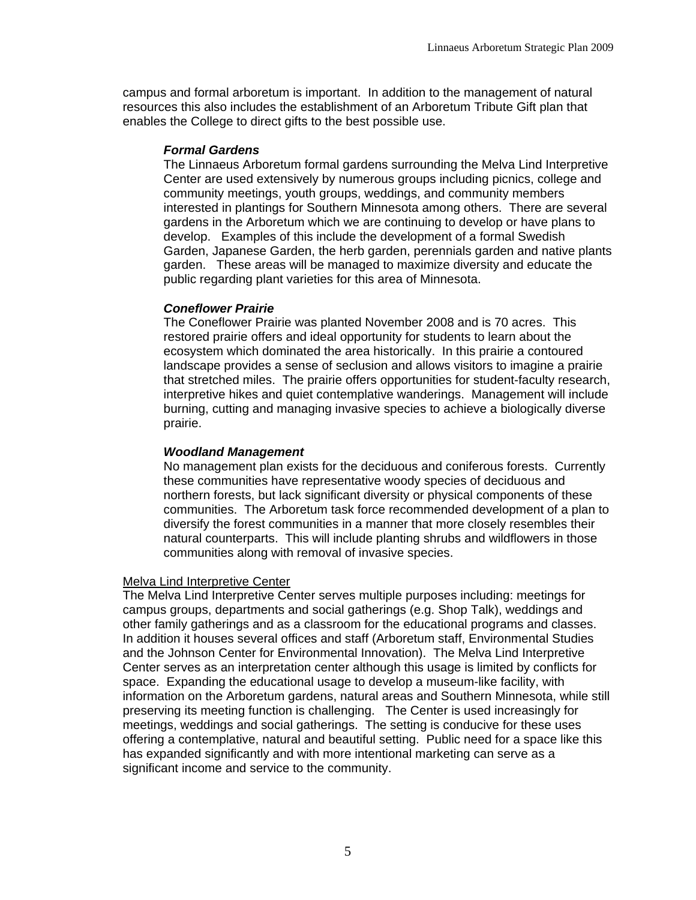campus and formal arboretum is important. In addition to the management of natural resources this also includes the establishment of an Arboretum Tribute Gift plan that enables the College to direct gifts to the best possible use.

***Formal Gardens***

The Linnaeus Arboretum formal gardens surrounding the Melva Lind Interpretive Center are used extensively by numerous groups including picnics, college and community meetings, youth groups, weddings, and community members interested in plantings for Southern Minnesota among others. There are several gardens in the Arboretum which we are continuing to develop or have plans to develop. Examples of this include the development of a formal Swedish Garden, Japanese Garden, the herb garden, perennials garden and native plants garden. These areas will be managed to maximize diversity and educate the public regarding plant varieties for this area of Minnesota.

***Coneflower Prairie***

The Coneflower Prairie was planted November 2008 and is 70 acres. This restored prairie offers and ideal opportunity for students to learn about the ecosystem which dominated the area historically. In this prairie a contoured landscape provides a sense of seclusion and allows visitors to imagine a prairie that stretched miles. The prairie offers opportunities for student-faculty research, interpretive hikes and quiet contemplative wanderings. Management will include burning, cutting and managing invasive species to achieve a biologically diverse prairie.

***Woodland Management***

No management plan exists for the deciduous and coniferous forests. Currently these communities have representative woody species of deciduous and northern forests, but lack significant diversity or physical components of these communities. The Arboretum task force recommended development of a plan to diversify the forest communities in a manner that more closely resembles their natural counterparts. This will include planting shrubs and wildflowers in those communities along with removal of invasive species.

<u>Melva Lind Interpretive Center</u>

The Melva Lind Interpretive Center serves multiple purposes including: meetings for campus groups, departments and social gatherings (e.g. Shop Talk), weddings and other family gatherings and as a classroom for the educational programs and classes. In addition it houses several offices and staff (Arboretum staff, Environmental Studies and the Johnson Center for Environmental Innovation). The Melva Lind Interpretive Center serves as an interpretation center although this usage is limited by conflicts for space. Expanding the educational usage to develop a museum-like facility, with information on the Arboretum gardens, natural areas and Southern Minnesota, while still preserving its meeting function is challenging. The Center is used increasingly for meetings, weddings and social gatherings. The setting is conducive for these uses offering a contemplative, natural and beautiful setting. Public need for a space like this has expanded significantly and with more intentional marketing can serve as a significant income and service to the community.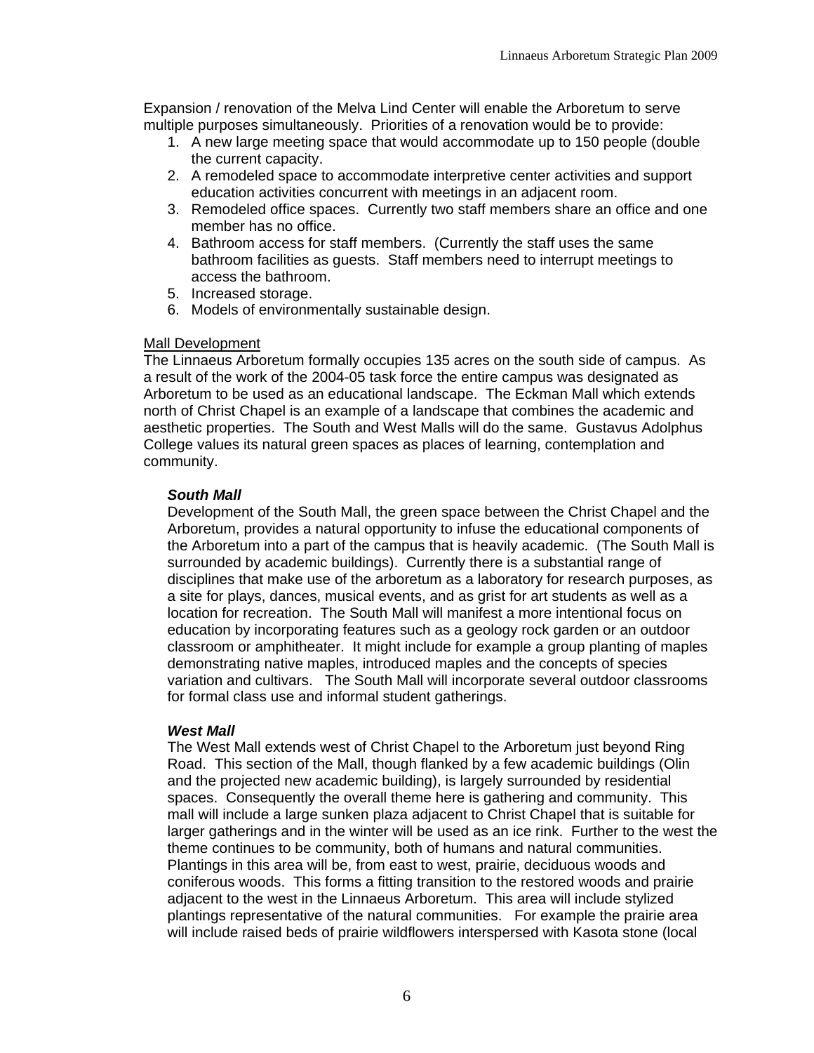Expansion / renovation of the Melva Lind Center will enable the Arboretum to serve multiple purposes simultaneously. Priorities of a renovation would be to provide:

1. A new large meeting space that would accommodate up to 150 people (double the current capacity.
2. A remodeled space to accommodate interpretive center activities and support education activities concurrent with meetings in an adjacent room.
3. Remodeled office spaces. Currently two staff members share an office and one member has no office.
4. Bathroom access for staff members. (Currently the staff uses the same bathroom facilities as guests. Staff members need to interrupt meetings to access the bathroom.
5. Increased storage.
6. Models of environmentally sustainable design.

<u>Mall Development</u>

The Linnaeus Arboretum formally occupies 135 acres on the south side of campus. As a result of the work of the 2004-05 task force the entire campus was designated as Arboretum to be used as an educational landscape. The Eckman Mall which extends north of Christ Chapel is an example of a landscape that combines the academic and aesthetic properties. The South and West Malls will do the same. Gustavus Adolphus College values its natural green spaces as places of learning, contemplation and community.

***South Mall***

Development of the South Mall, the green space between the Christ Chapel and the Arboretum, provides a natural opportunity to infuse the educational components of the Arboretum into a part of the campus that is heavily academic. (The South Mall is surrounded by academic buildings). Currently there is a substantial range of disciplines that make use of the arboretum as a laboratory for research purposes, as a site for plays, dances, musical events, and as grist for art students as well as a location for recreation. The South Mall will manifest a more intentional focus on education by incorporating features such as a geology rock garden or an outdoor classroom or amphitheater. It might include for example a group planting of maples demonstrating native maples, introduced maples and the concepts of species variation and cultivars. The South Mall will incorporate several outdoor classrooms for formal class use and informal student gatherings.

***West Mall***

The West Mall extends west of Christ Chapel to the Arboretum just beyond Ring Road. This section of the Mall, though flanked by a few academic buildings (Olin and the projected new academic building), is largely surrounded by residential spaces. Consequently the overall theme here is gathering and community. This mall will include a large sunken plaza adjacent to Christ Chapel that is suitable for larger gatherings and in the winter will be used as an ice rink. Further to the west the theme continues to be community, both of humans and natural communities. Plantings in this area will be, from east to west, prairie, deciduous woods and coniferous woods. This forms a fitting transition to the restored woods and prairie adjacent to the west in the Linnaeus Arboretum. This area will include stylized plantings representative of the natural communities. For example the prairie area will include raised beds of prairie wildflowers interspersed with Kasota stone (local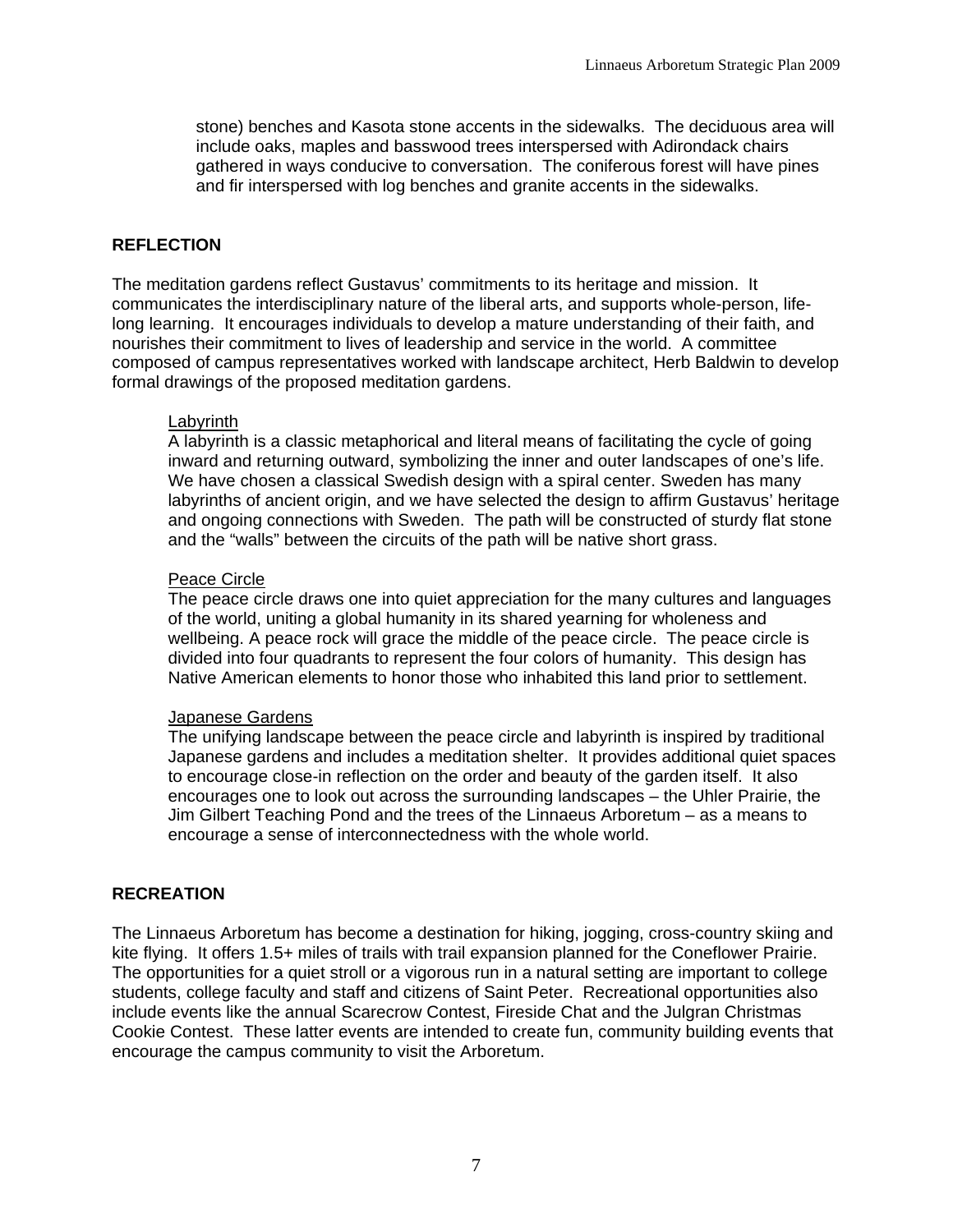stone) benches and Kasota stone accents in the sidewalks. The deciduous area will include oaks, maples and basswood trees interspersed with Adirondack chairs gathered in ways conducive to conversation. The coniferous forest will have pines and fir interspersed with log benches and granite accents in the sidewalks.

## REFLECTION

The meditation gardens reflect Gustavus' commitments to its heritage and mission. It communicates the interdisciplinary nature of the liberal arts, and supports whole-person, life-long learning. It encourages individuals to develop a mature understanding of their faith, and nourishes their commitment to lives of leadership and service in the world. A committee composed of campus representatives worked with landscape architect, Herb Baldwin to develop formal drawings of the proposed meditation gardens.

Labyrinth

A labyrinth is a classic metaphorical and literal means of facilitating the cycle of going inward and returning outward, symbolizing the inner and outer landscapes of one's life. We have chosen a classical Swedish design with a spiral center. Sweden has many labyrinths of ancient origin, and we have selected the design to affirm Gustavus' heritage and ongoing connections with Sweden. The path will be constructed of sturdy flat stone and the "walls" between the circuits of the path will be native short grass.

Peace Circle

The peace circle draws one into quiet appreciation for the many cultures and languages of the world, uniting a global humanity in its shared yearning for wholeness and wellbeing. A peace rock will grace the middle of the peace circle. The peace circle is divided into four quadrants to represent the four colors of humanity. This design has Native American elements to honor those who inhabited this land prior to settlement.

Japanese Gardens

The unifying landscape between the peace circle and labyrinth is inspired by traditional Japanese gardens and includes a meditation shelter. It provides additional quiet spaces to encourage close-in reflection on the order and beauty of the garden itself. It also encourages one to look out across the surrounding landscapes – the Uhler Prairie, the Jim Gilbert Teaching Pond and the trees of the Linnaeus Arboretum – as a means to encourage a sense of interconnectedness with the whole world.

## RECREATION

The Linnaeus Arboretum has become a destination for hiking, jogging, cross-country skiing and kite flying. It offers 1.5+ miles of trails with trail expansion planned for the Coneflower Prairie. The opportunities for a quiet stroll or a vigorous run in a natural setting are important to college students, college faculty and staff and citizens of Saint Peter. Recreational opportunities also include events like the annual Scarecrow Contest, Fireside Chat and the Julgran Christmas Cookie Contest. These latter events are intended to create fun, community building events that encourage the campus community to visit the Arboretum.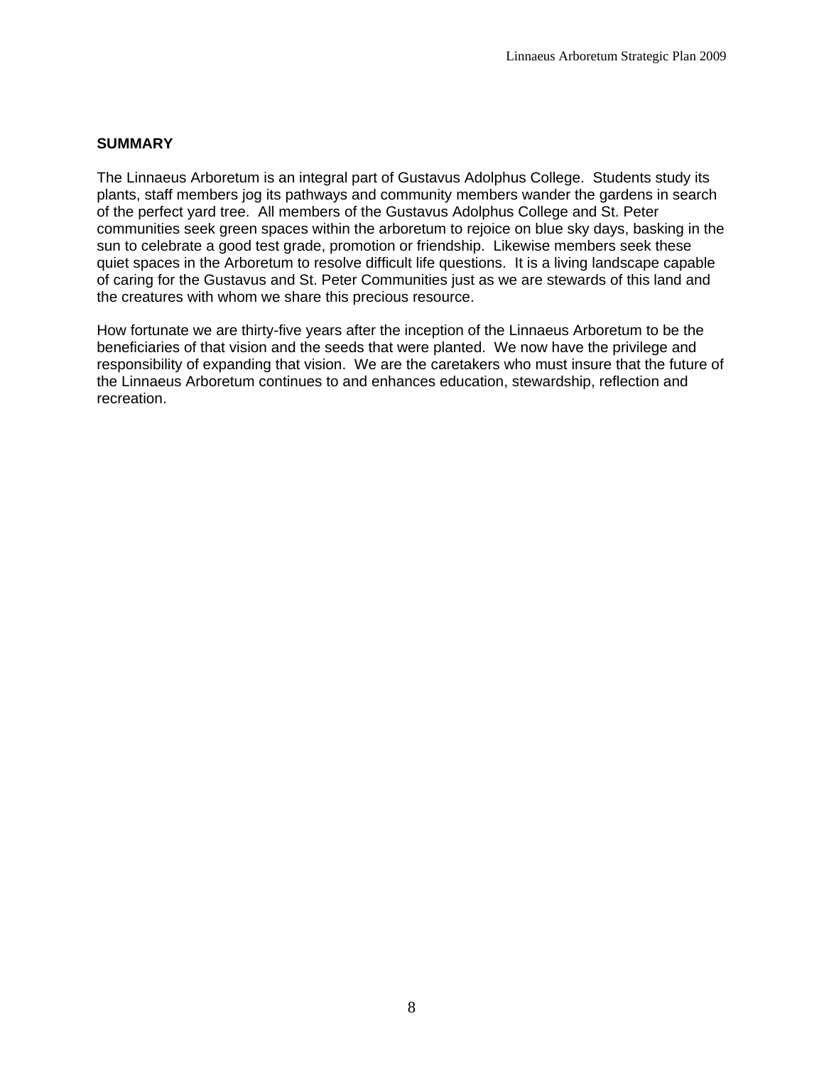**SUMMARY**

The Linnaeus Arboretum is an integral part of Gustavus Adolphus College. Students study its plants, staff members jog its pathways and community members wander the gardens in search of the perfect yard tree. All members of the Gustavus Adolphus College and St. Peter communities seek green spaces within the arboretum to rejoice on blue sky days, basking in the sun to celebrate a good test grade, promotion or friendship. Likewise members seek these quiet spaces in the Arboretum to resolve difficult life questions. It is a living landscape capable of caring for the Gustavus and St. Peter Communities just as we are stewards of this land and the creatures with whom we share this precious resource.

How fortunate we are thirty-five years after the inception of the Linnaeus Arboretum to be the beneficiaries of that vision and the seeds that were planted. We now have the privilege and responsibility of expanding that vision. We are the caretakers who must insure that the future of the Linnaeus Arboretum continues to and enhances education, stewardship, reflection and recreation.